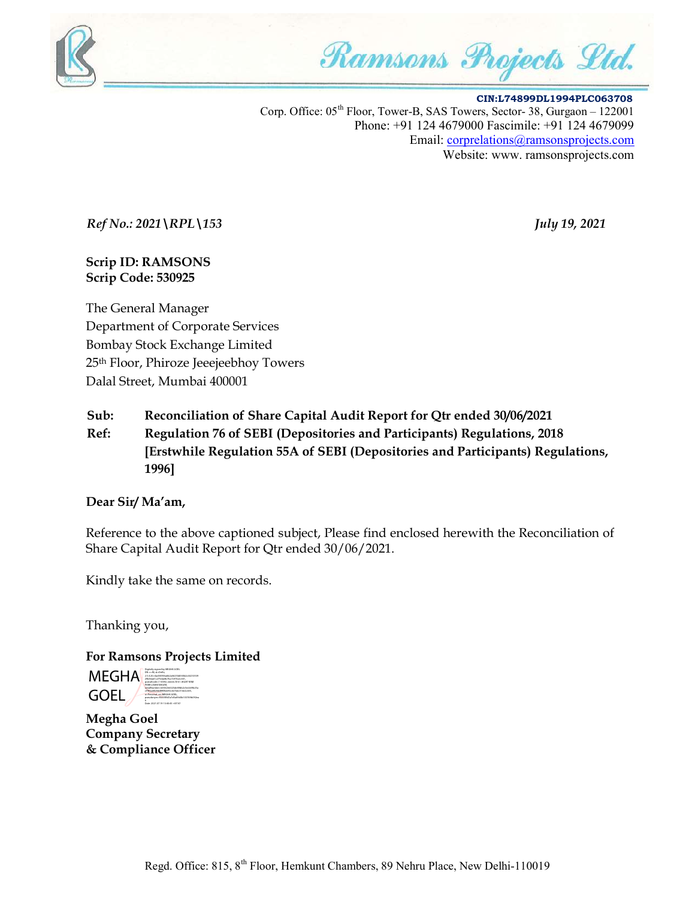# Ramsons Projects Ltd.

**CIN:L74899DL1994PLC063708**
Corp. Office: 05th Floor, Tower-B, SAS Towers, Sector- 38, Gurgaon – 122001
Phone: +91 124 4679000 Fascimile: +91 124 4679099
Email: corprelations@ramsonsprojects.com
Website: www. ramsonsprojects.com

*Ref No.: 2021\RPL\153* *July 19, 2021*

**Scrip ID: RAMSONS**
**Scrip Code: 530925**

The General Manager
Department of Corporate Services
Bombay Stock Exchange Limited
25th Floor, Phiroze Jeeejeebhoy Towers
Dalal Street, Mumbai 400001

**Sub: Reconciliation of Share Capital Audit Report for Qtr ended 30/06/2021**

**Ref: Regulation 76 of SEBI (Depositories and Participants) Regulations, 2018 [Erstwhile Regulation 55A of SEBI (Depositories and Participants) Regulations, 1996]**

**Dear Sir/ Ma'am,**

Reference to the above captioned subject, Please find enclosed herewith the Reconciliation of Share Capital Audit Report for Qtr ended 30/06/2021.

Kindly take the same on records.

Thanking you,

**For Ramsons Projects Limited**

MEGHA GOEL

**Megha Goel**
**Company Secretary**
**& Compliance Officer**

Regd. Office: 815, 8th Floor, Hemkunt Chambers, 89 Nehru Place, New Delhi-110019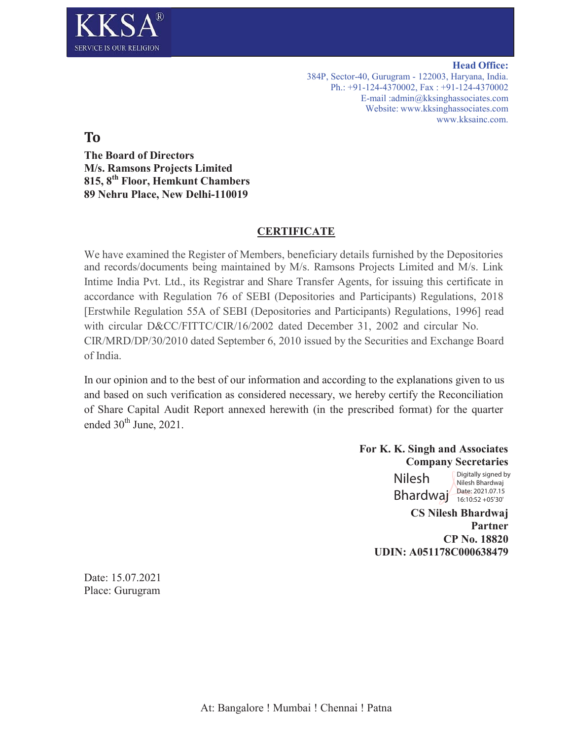**KKSA®**
SERVICE IS OUR RELIGION

**Head Office:**
384P, Sector-40, Gurugram - 122003, Haryana, India.
Ph.: +91-124-4370002, Fax : +91-124-4370002
E-mail :admin@kksinghassociates.com
Website: www.kksinghassociates.com
www.kksainc.com.

**To**

**The Board of Directors**
**M/s. Ramsons Projects Limited**
**815, 8th Floor, Hemkunt Chambers**
**89 Nehru Place, New Delhi-110019**

## CERTIFICATE

We have examined the Register of Members, beneficiary details furnished by the Depositories and records/documents being maintained by M/s. Ramsons Projects Limited and M/s. Link Intime India Pvt. Ltd., its Registrar and Share Transfer Agents, for issuing this certificate in accordance with Regulation 76 of SEBI (Depositories and Participants) Regulations, 2018 [Erstwhile Regulation 55A of SEBI (Depositories and Participants) Regulations, 1996] read with circular D&CC/FITTC/CIR/16/2002 dated December 31, 2002 and circular No. CIR/MRD/DP/30/2010 dated September 6, 2010 issued by the Securities and Exchange Board of India.

In our opinion and to the best of our information and according to the explanations given to us and based on such verification as considered necessary, we hereby certify the Reconciliation of Share Capital Audit Report annexed herewith (in the prescribed format) for the quarter ended 30th June, 2021.

**For K. K. Singh and Associates**
**Company Secretaries**

Nilesh Bhardwaj
Digitally signed by Nilesh Bhardwaj
Date: 2021.07.15 16:10:52 +05'30'

**CS Nilesh Bhardwaj**
**Partner**
**CP No. 18820**
**UDIN: A051178C000638479**

Date: 15.07.2021
Place: Gurugram

At: Bangalore ! Mumbai ! Chennai ! Patna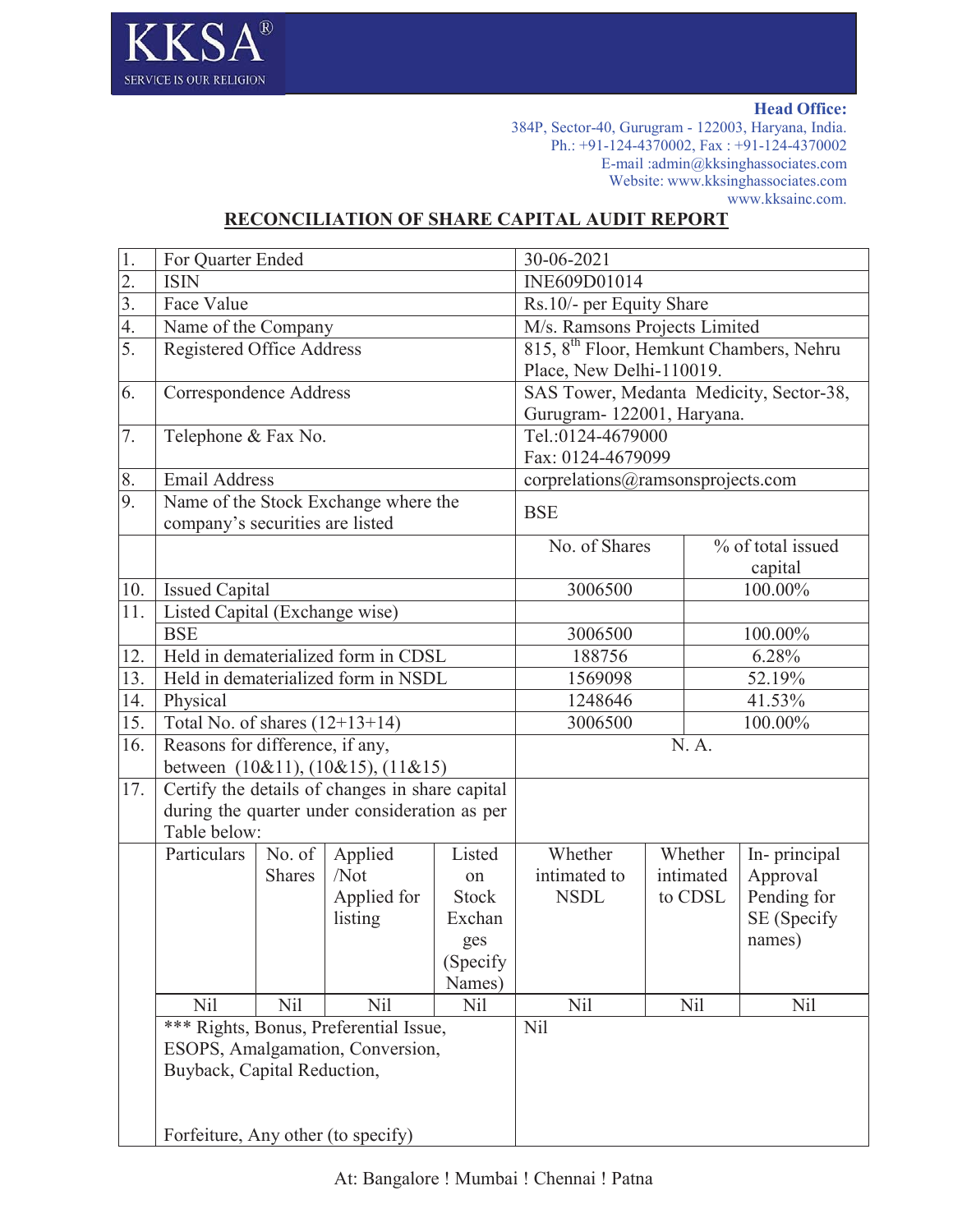KKSA®
SERVICE IS OUR RELIGION

**Head Office:**
384P, Sector-40, Gurugram - 122003, Haryana, India.
Ph.: +91-124-4370002, Fax : +91-124-4370002
E-mail :admin@kksinghassociates.com
Website: www.kksinghassociates.com
www.kksainc.com.

## RECONCILIATION OF SHARE CAPITAL AUDIT REPORT

| | | | |
|---|---|---|---|
| 1. | For Quarter Ended | 30-06-2021 | |
| 2. | ISIN | INE609D01014 | |
| 3. | Face Value | Rs.10/- per Equity Share | |
| 4. | Name of the Company | M/s. Ramsons Projects Limited | |
| 5. | Registered Office Address | 815, 8th Floor, Hemkunt Chambers, Nehru Place, New Delhi-110019. | |
| 6. | Correspondence Address | SAS Tower, Medanta Medicity, Sector-38, Gurugram- 122001, Haryana. | |
| 7. | Telephone & Fax No. | Tel.:0124-4679000<br>Fax: 0124-4679099 | |
| 8. | Email Address | corprelations@ramsonsprojects.com | |
| 9. | Name of the Stock Exchange where the company's securities are listed | BSE | |
| | | No. of Shares | % of total issued capital |
| 10. | Issued Capital | 3006500 | 100.00% |
| 11. | Listed Capital (Exchange wise) | | |
| | BSE | 3006500 | 100.00% |
| 12. | Held in dematerialized form in CDSL | 188756 | 6.28% |
| 13. | Held in dematerialized form in NSDL | 1569098 | 52.19% |
| 14. | Physical | 1248646 | 41.53% |
| 15. | Total No. of shares (12+13+14) | 3006500 | 100.00% |
| 16. | Reasons for difference, if any, between (10&11), (10&15), (11&15) | N. A. | |
| 17. | Certify the details of changes in share capital during the quarter under consideration as per Table below: | | |

| Particulars | No. of Shares | Applied /Not Applied for listing | Listed on Stock Exchanges (Specify Names) | Whether intimated to NSDL | Whether intimated to CDSL | In- principal Approval Pending for SE (Specify names) |
|---|---|---|---|---|---|---|
| Nil | Nil | Nil | Nil | Nil | Nil | Nil |

| | |
|---|---|
| *** Rights, Bonus, Preferential Issue, ESOPS, Amalgamation, Conversion, Buyback, Capital Reduction, Forfeiture, Any other (to specify) | Nil |

At: Bangalore ! Mumbai ! Chennai ! Patna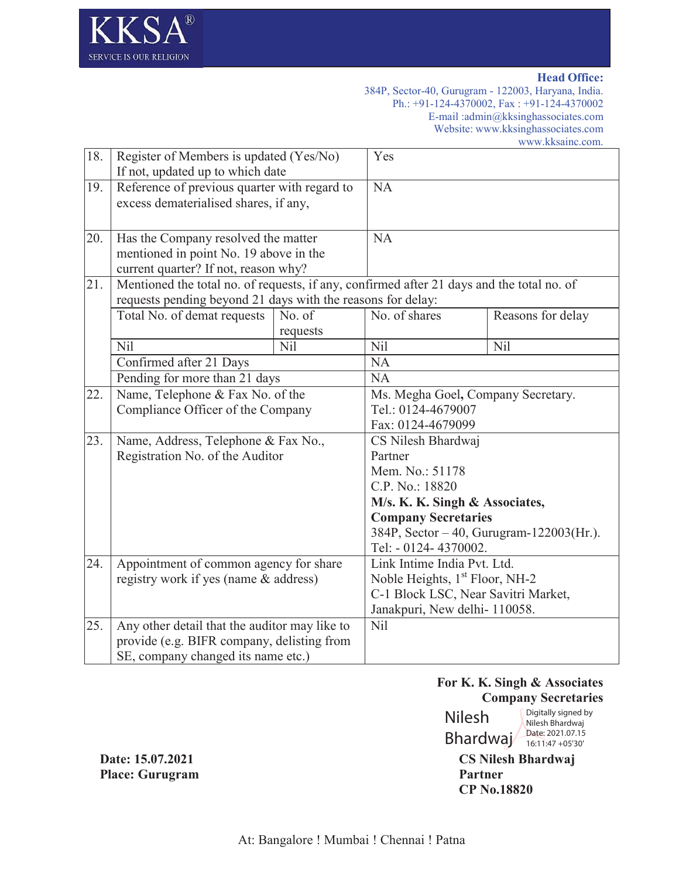**KKSA®**
SERVICE IS OUR RELIGION

**Head Office:**
384P, Sector-40, Gurugram - 122003, Haryana, India.
Ph.: +91-124-4370002, Fax : +91-124-4370002
E-mail :admin@kksinghassociates.com
Website: www.kksinghassociates.com
www.kksainc.com.

| | | | | |
|---|---|---|---|---|
| 18. | Register of Members is updated (Yes/No) If not, updated up to which date | | Yes | |
| 19. | Reference of previous quarter with regard to excess dematerialised shares, if any, | | NA | |
| 20. | Has the Company resolved the matter mentioned in point No. 19 above in the current quarter? If not, reason why? | | NA | |
| 21. | Mentioned the total no. of requests, if any, confirmed after 21 days and the total no. of requests pending beyond 21 days with the reasons for delay: | | | |
| | Total No. of demat requests | No. of requests | No. of shares | Reasons for delay |
| | Nil | Nil | Nil | Nil |
| | Confirmed after 21 Days | | NA | |
| | Pending for more than 21 days | | NA | |
| 22. | Name, Telephone & Fax No. of the Compliance Officer of the Company | | Ms. Megha Goel**,** Company Secretary.<br>Tel.: 0124-4679007<br>Fax: 0124-4679099 | |
| 23. | Name, Address, Telephone & Fax No., Registration No. of the Auditor | | CS Nilesh Bhardwaj<br>Partner<br>Mem. No.: 51178<br>C.P. No.: 18820<br>**M/s. K. K. Singh & Associates,**<br>**Company Secretaries**<br>384P, Sector – 40, Gurugram-122003(Hr.).<br>Tel: - 0124- 4370002. | |
| 24. | Appointment of common agency for share registry work if yes (name & address) | | Link Intime India Pvt. Ltd.<br>Noble Heights, 1st Floor, NH-2<br>C-1 Block LSC, Near Savitri Market,<br>Janakpuri, New delhi- 110058. | |
| 25. | Any other detail that the auditor may like to provide (e.g. BIFR company, delisting from SE, company changed its name etc.) | | Nil | |

**For K. K. Singh & Associates**
**Company Secretaries**

Nilesh Bhardwaj
Digitally signed by Nilesh Bhardwaj
Date: 2021.07.15 16:11:47 +05'30'

**CS Nilesh Bhardwaj**
**Partner**
**CP No.18820**

**Date: 15.07.2021**
**Place: Gurugram**

At: Bangalore ! Mumbai ! Chennai ! Patna